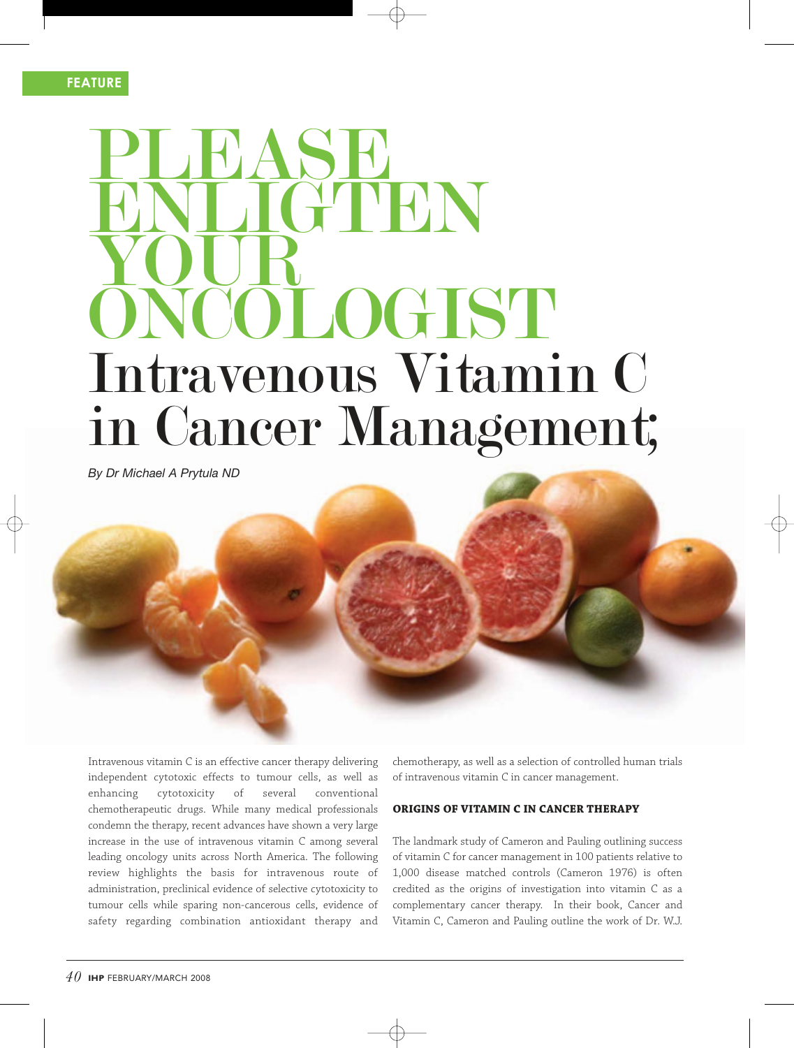FEATURE

# PLEASE ENLIGTEN YOUR ONCOLOGIST

# Intravenous Vitamin C in Cancer Management;

*By Dr Michael A Prytula ND*

Intravenous vitamin C is an effective cancer therapy delivering independent cytotoxic effects to tumour cells, as well as enhancing cytotoxicity of several conventional chemotherapeutic drugs. While many medical professionals condemn the therapy, recent advances have shown a very large increase in the use of intravenous vitamin C among several leading oncology units across North America. The following review highlights the basis for intravenous route of administration, preclinical evidence of selective cytotoxicity to tumour cells while sparing non-cancerous cells, evidence of safety regarding combination antioxidant therapy and chemotherapy, as well as a selection of controlled human trials of intravenous vitamin C in cancer management.

### ORIGINS OF VITAMIN C IN CANCER THERAPY

The landmark study of Cameron and Pauling outlining success of vitamin C for cancer management in 100 patients relative to 1,000 disease matched controls (Cameron 1976) is often credited as the origins of investigation into vitamin C as a complementary cancer therapy. In their book, Cancer and Vitamin C, Cameron and Pauling outline the work of Dr. W.J.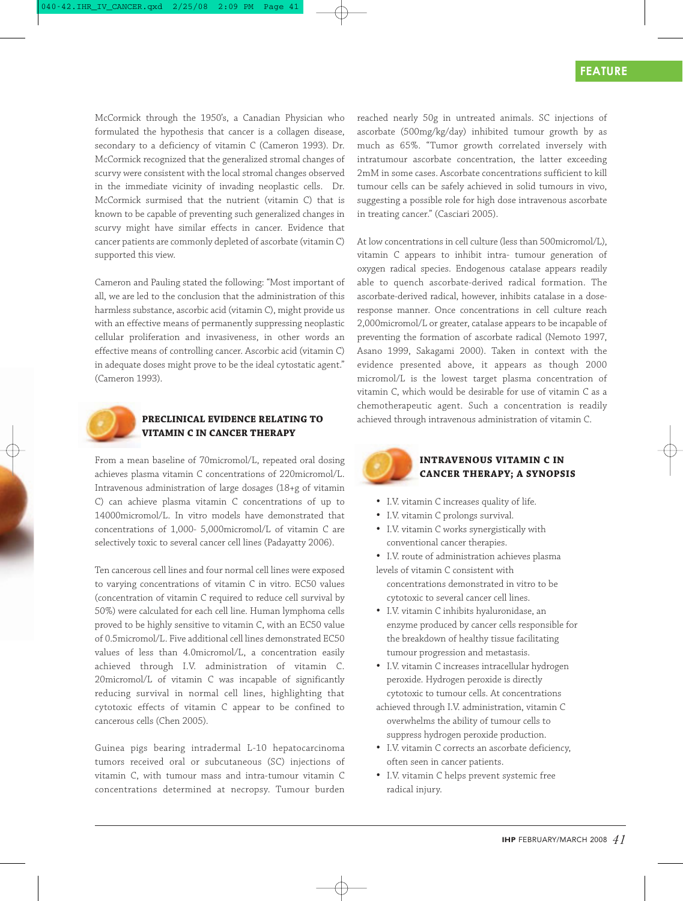McCormick through the 1950's, a Canadian Physician who formulated the hypothesis that cancer is a collagen disease, secondary to a deficiency of vitamin C (Cameron 1993). Dr. McCormick recognized that the generalized stromal changes of scurvy were consistent with the local stromal changes observed in the immediate vicinity of invading neoplastic cells. Dr. McCormick surmised that the nutrient (vitamin C) that is known to be capable of preventing such generalized changes in scurvy might have similar effects in cancer. Evidence that cancer patients are commonly depleted of ascorbate (vitamin C) supported this view.

Cameron and Pauling stated the following: "Most important of all, we are led to the conclusion that the administration of this harmless substance, ascorbic acid (vitamin C), might provide us with an effective means of permanently suppressing neoplastic cellular proliferation and invasiveness, in other words an effective means of controlling cancer. Ascorbic acid (vitamin C) in adequate doses might prove to be the ideal cytostatic agent." (Cameron 1993).

## PRECLINICAL EVIDENCE RELATING TO VITAMIN C IN CANCER THERAPY

From a mean baseline of 70micromol/L, repeated oral dosing achieves plasma vitamin C concentrations of 220micromol/L. Intravenous administration of large dosages (18+g of vitamin C) can achieve plasma vitamin C concentrations of up to 14000micromol/L. In vitro models have demonstrated that concentrations of 1,000- 5,000micromol/L of vitamin C are selectively toxic to several cancer cell lines (Padayatty 2006).

Ten cancerous cell lines and four normal cell lines were exposed to varying concentrations of vitamin C in vitro. EC50 values (concentration of vitamin C required to reduce cell survival by 50%) were calculated for each cell line. Human lymphoma cells proved to be highly sensitive to vitamin C, with an EC50 value of 0.5micromol/L. Five additional cell lines demonstrated EC50 values of less than 4.0micromol/L, a concentration easily achieved through I.V. administration of vitamin C. 20micromol/L of vitamin C was incapable of significantly reducing survival in normal cell lines, highlighting that cytotoxic effects of vitamin C appear to be confined to cancerous cells (Chen 2005).

Guinea pigs bearing intradermal L-10 hepatocarcinoma tumors received oral or subcutaneous (SC) injections of vitamin C, with tumour mass and intra-tumour vitamin C concentrations determined at necropsy. Tumour burden reached nearly 50g in untreated animals. SC injections of ascorbate (500mg/kg/day) inhibited tumour growth by as much as 65%. "Tumor growth correlated inversely with intratumour ascorbate concentration, the latter exceeding 2mM in some cases. Ascorbate concentrations sufficient to kill tumour cells can be safely achieved in solid tumours in vivo, suggesting a possible role for high dose intravenous ascorbate in treating cancer." (Casciari 2005).

At low concentrations in cell culture (less than 500micromol/L), vitamin C appears to inhibit intra- tumour generation of oxygen radical species. Endogenous catalase appears readily able to quench ascorbate-derived radical formation. The ascorbate-derived radical, however, inhibits catalase in a dose-response manner. Once concentrations in cell culture reach 2,000micromol/L or greater, catalase appears to be incapable of preventing the formation of ascorbate radical (Nemoto 1997, Asano 1999, Sakagami 2000). Taken in context with the evidence presented above, it appears as though 2000 micromol/L is the lowest target plasma concentration of vitamin C, which would be desirable for use of vitamin C as a chemotherapeutic agent. Such a concentration is readily achieved through intravenous administration of vitamin C.

## INTRAVENOUS VITAMIN C IN CANCER THERAPY; A SYNOPSIS

- I.V. vitamin C increases quality of life.
- I.V. vitamin C prolongs survival.
- I.V. vitamin C works synergistically with conventional cancer therapies.
- I.V. route of administration achieves plasma levels of vitamin C consistent with concentrations demonstrated in vitro to be cytotoxic to several cancer cell lines.
- I.V. vitamin C inhibits hyaluronidase, an enzyme produced by cancer cells responsible for the breakdown of healthy tissue facilitating tumour progression and metastasis.
- I.V. vitamin C increases intracellular hydrogen peroxide. Hydrogen peroxide is directly cytotoxic to tumour cells. At concentrations achieved through I.V. administration, vitamin C overwhelms the ability of tumour cells to suppress hydrogen peroxide production.
- I.V. vitamin C corrects an ascorbate deficiency, often seen in cancer patients.
- I.V. vitamin C helps prevent systemic free radical injury.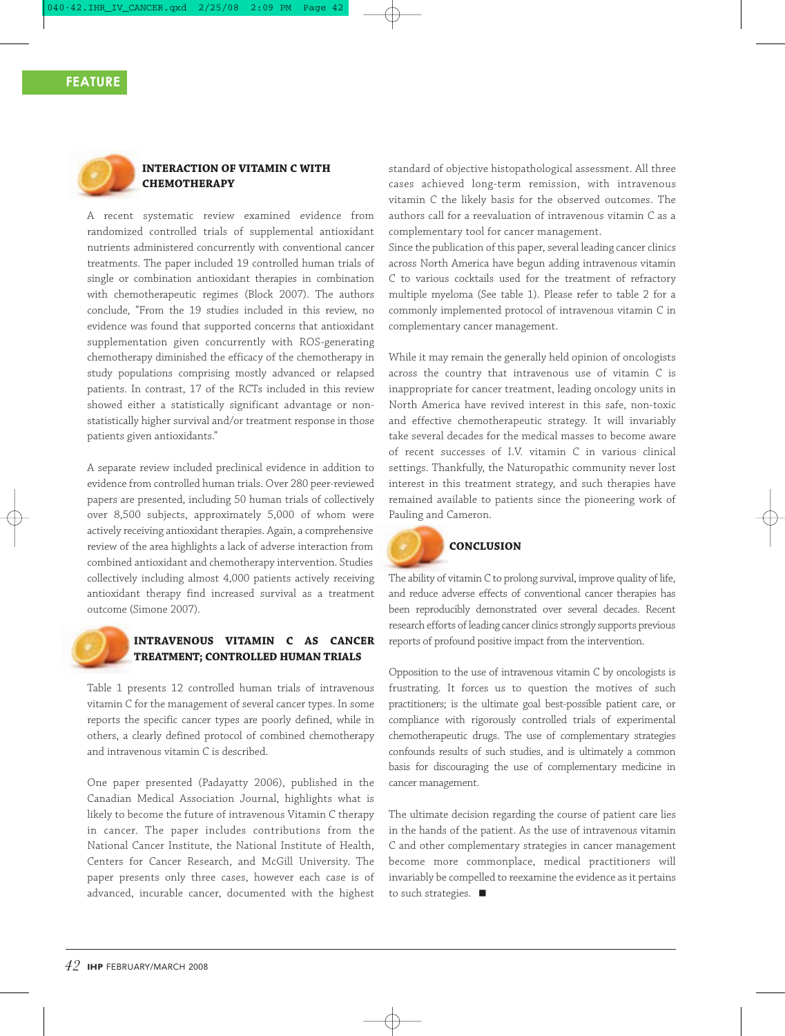### INTERACTION OF VITAMIN C WITH CHEMOTHERAPY

A recent systematic review examined evidence from randomized controlled trials of supplemental antioxidant nutrients administered concurrently with conventional cancer treatments. The paper included 19 controlled human trials of single or combination antioxidant therapies in combination with chemotherapeutic regimes (Block 2007). The authors conclude, "From the 19 studies included in this review, no evidence was found that supported concerns that antioxidant supplementation given concurrently with ROS-generating chemotherapy diminished the efficacy of the chemotherapy in study populations comprising mostly advanced or relapsed patients. In contrast, 17 of the RCTs included in this review showed either a statistically significant advantage or non-statistically higher survival and/or treatment response in those patients given antioxidants."

A separate review included preclinical evidence in addition to evidence from controlled human trials. Over 280 peer-reviewed papers are presented, including 50 human trials of collectively over 8,500 subjects, approximately 5,000 of whom were actively receiving antioxidant therapies. Again, a comprehensive review of the area highlights a lack of adverse interaction from combined antioxidant and chemotherapy intervention. Studies collectively including almost 4,000 patients actively receiving antioxidant therapy find increased survival as a treatment outcome (Simone 2007).

### INTRAVENOUS VITAMIN C AS CANCER TREATMENT; CONTROLLED HUMAN TRIALS

Table 1 presents 12 controlled human trials of intravenous vitamin C for the management of several cancer types. In some reports the specific cancer types are poorly defined, while in others, a clearly defined protocol of combined chemotherapy and intravenous vitamin C is described.

One paper presented (Padayatty 2006), published in the Canadian Medical Association Journal, highlights what is likely to become the future of intravenous Vitamin C therapy in cancer. The paper includes contributions from the National Cancer Institute, the National Institute of Health, Centers for Cancer Research, and McGill University. The paper presents only three cases, however each case is of advanced, incurable cancer, documented with the highest standard of objective histopathological assessment. All three cases achieved long-term remission, with intravenous vitamin C the likely basis for the observed outcomes. The authors call for a reevaluation of intravenous vitamin C as a complementary tool for cancer management.
Since the publication of this paper, several leading cancer clinics across North America have begun adding intravenous vitamin C to various cocktails used for the treatment of refractory multiple myeloma (See table 1). Please refer to table 2 for a commonly implemented protocol of intravenous vitamin C in complementary cancer management.

While it may remain the generally held opinion of oncologists across the country that intravenous use of vitamin C is inappropriate for cancer treatment, leading oncology units in North America have revived interest in this safe, non-toxic and effective chemotherapeutic strategy. It will invariably take several decades for the medical masses to become aware of recent successes of I.V. vitamin C in various clinical settings. Thankfully, the Naturopathic community never lost interest in this treatment strategy, and such therapies have remained available to patients since the pioneering work of Pauling and Cameron.

### CONCLUSION

The ability of vitamin C to prolong survival, improve quality of life, and reduce adverse effects of conventional cancer therapies has been reproducibly demonstrated over several decades. Recent research efforts of leading cancer clinics strongly supports previous reports of profound positive impact from the intervention.

Opposition to the use of intravenous vitamin C by oncologists is frustrating. It forces us to question the motives of such practitioners; is the ultimate goal best-possible patient care, or compliance with rigorously controlled trials of experimental chemotherapeutic drugs. The use of complementary strategies confounds results of such studies, and is ultimately a common basis for discouraging the use of complementary medicine in cancer management.

The ultimate decision regarding the course of patient care lies in the hands of the patient. As the use of intravenous vitamin C and other complementary strategies in cancer management become more commonplace, medical practitioners will invariably be compelled to reexamine the evidence as it pertains to such strategies. ■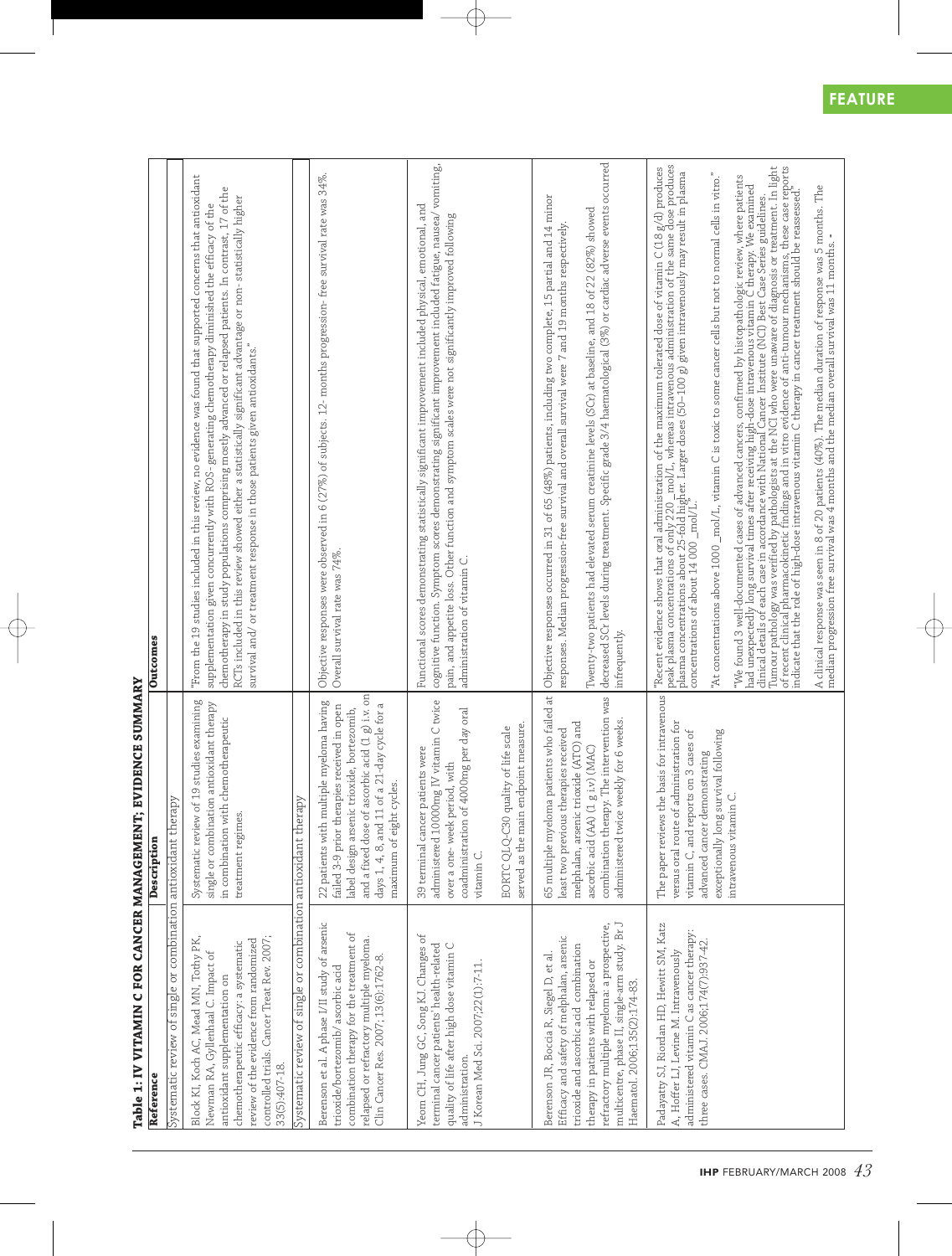**Table 1: IV VITAMIN C FOR CANCER MANAGEMENT; EVIDENCE SUMMARY**

| Reference | Description | Outcomes |
|---|---|---|
| **Systematic review of single or combination antioxidant therapy** | | |
| Block KI, Koch AC, Mead MN, Tothy PK, Newman RA, Gyllenhaal C. Impact of antioxidant supplementation on chemotherapeutic efficacy: a systematic review of the evidence from randomized controlled trials. Cancer Treat Rev. 2007; 33(5):407-18. | Systematic review of 19 studies examining single or combination antioxidant therapy in combination with chemotherapeutic treatment regimes. | "From the 19 studies included in this review, no evidence was found that supported concerns that antioxidant supplementation given concurrently with ROS- generating chemotherapy diminished the efficacy of the chemotherapy in study populations comprising mostly advanced or relapsed patients. In contrast, 17 of the RCTs included in this review showed either a statistically significant advantage or non- statistically higher survival and/ or treatment response in those patients given antioxidants." |
| **Systematic review of single or combination antioxidant therapy** | | |
| Berenson et al. A phase I/II study of arsenic trioxide/bortezomib/ ascorbic acid combination therapy for the treatment of relapsed or refractory multiple myeloma. Clin Cancer Res. 2007; 13(6):1762-8. | 22 patients with multiple myeloma having failed 3-9 prior therapies received in open label design arsenic trioxide, bortezomib, and a fixed dose of ascorbic acid (1 g) i.v. on days 1, 4, 8, and 11 of a 21-day cycle for a maximum of eight cycles. | Objective responses were observed in 6 (27%) of subjects. 12- months progression- free survival rate was 34%. Overall survival rate was 74%. |
| Yeom CH, Jung GC, Song KJ. Changes of terminal cancer patients' health-related quality of life after high dose vitamin C administration. J Korean Med Sci. 2007;22(1):7-11. | 39 terminal cancer patients were administered 10000mg IV vitamin C twice over a one- week period, with coadministration of 4000mg per day oral vitamin C.<br><br>EORTC QLQ-C30 quality of life scale served as the main endpoint measure. | Functional scores demonstrating statistically significant improvement included physical, emotional, and cognitive function. Symptom scores demonstrating significant improvement included fatigue, nausea/ vomiting, pain, and appetite loss. Other function and symptom scales were not significantly improved following administration of vitamin C. |
| Berenson JR, Boccia R, Siegel D, et al. Efficacy and safety of melphalan, arsenic trioxide and ascorbic acid combination therapy in patients with relapsed or refractory multiple myeloma: a prospective, multicentre, phase II, single-arm study. Br J Haematol. 2006;135(2):174-83. | 65 multiple myeloma patients who failed at least two previous therapies received melphalan, arsenic trioxide (ATO) and ascorbic acid (AA) (1 g i.v) (MAC) combination therapy. The intervention was administered twice weekly for 6 weeks. | Objective responses occurred in 31 of 65 (48%) patients, including two complete, 15 partial and 14 minor responses. Median progression-free survival and overall survival were 7 and 19 months respectively.<br><br>Twenty-two patients had elevated serum creatinine levels (SCr) at baseline, and 18 of 22 (82%) showed decreased SCr levels during treatment. Specific grade 3/4 haematological (3%) or cardiac adverse events occurred infrequently. |
| Padayatty SJ, Riordan HD, Hewitt SM, Katz A, Hoffer LJ, Levine M. Intravenously administered vitamin C as cancer therapy: three cases. CMAJ. 2006;174(7):937-42. | The paper reviews the basis for intravenous versus oral route of administration for vitamin C, and reports on 3 cases of advanced cancer demonstrating exceptionally long survival following intravenous vitamin C. | "Recent evidence shows that oral administration of the maximum tolerated dose of vitamin C (18 g/d) produces peak plasma concentrations of only 220 _mol/L, whereas intravenous administration of the same dose produces plasma concentrations about 25-fold higher. Larger doses (50–100 g) given intravenously may result in plasma concentrations of about 14 000 _mol/L."<br><br>"At concentrations above 1000 _mol/L, vitamin C is toxic to some cancer cells but not to normal cells in vitro."<br><br>"We found 3 well-documented cases of advanced cancers, confirmed by histopathologic review, where patients had unexpectedly long survival times after receiving high-dose intravenous vitamin C therapy. We examined clinical details of each case in accordance with National Cancer Institute (NCI) Best Case Series guidelines. Tumour pathology was verified by pathologists at the NCI who were unaware of diagnosis or treatment. In light of recent clinical pharmacokinetic findings and in vitro evidence of anti-tumour mechanisms, these case reports indicate that the role of high-dose intravenous vitamin C therapy in cancer treatment should be reassessed."<br><br>A clinical response was seen in 8 of 20 patients (40%). The median duration of response was 5 months. The median progression free survival was 4 months and the median overall survival was 11 months. ▪ |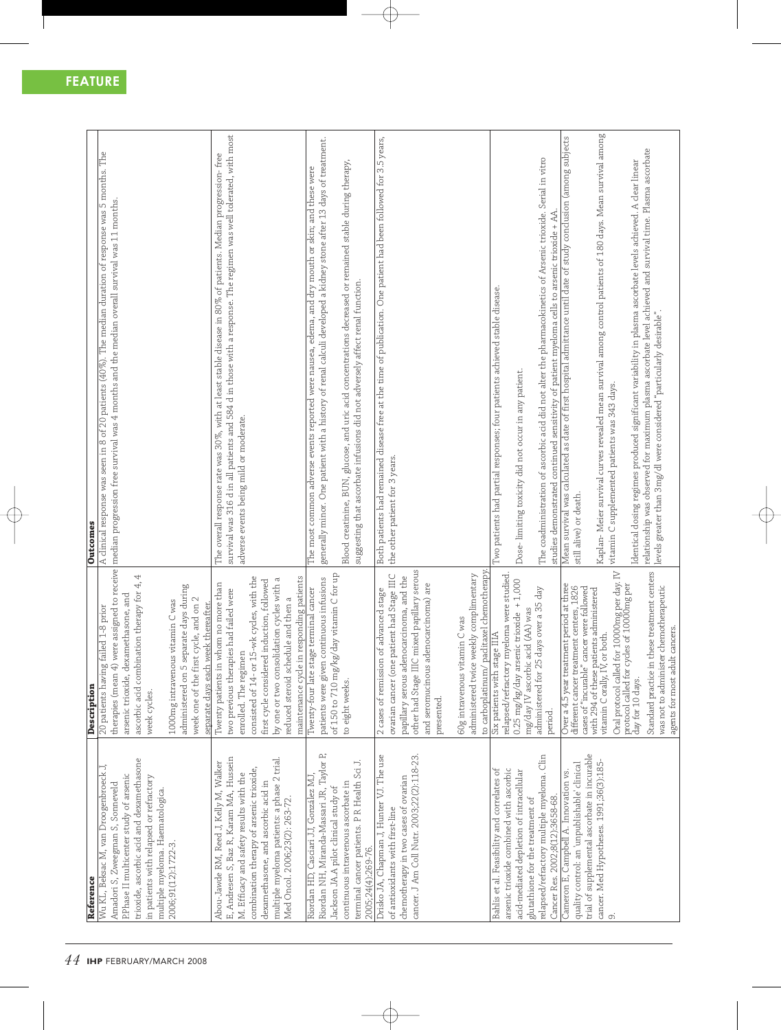**FEATURE**

| Reference | Description | Outcomes |
|---|---|---|
| Wu KL, Beksac M, van Droogenbroeck J, Amadori S, Zweegman S, Sonneveld P. Phase II multicenter study of arsenic trioxide, ascorbic acid and dexamethasone in patients with relapsed or refractory multiple myeloma. Haematologica. 2006;91(12):1722-3. | 20 patients having failed 1-8 prior therapies (mean 4) were assigned to receive arsenic trioxide, dexamethasone, and ascorbic acid combination therapy for 4, 4 week cycles.<br><br>1000mg intravenous vitamin C was administered on 5 separate days during week one of the first cycle, and on 2 separate days each week thereafter. | A clinical response was seen in 8 of 20 patients (40%). The median duration of response was 5 months. The median progression free survival was 4 months and the median overall survival was 11 months. |
| Abou-Jawde RM, Reed J, Kelly M, Walker E, Andresen S, Baz R, Karam MA, Hussein M. Efficacy and safety results with the combination therapy of arsenic trioxide, dexamethasone, and ascorbic acid in multiple myeloma patients: a phase 2 trial. Med Oncol. 2006;23(2): 263-72. | Twenty patients in whom no more than two previous therapies had failed were enrolled. The regimen consisted of 14- or 15-wk cycles, with the first cycle considered induction, followed by one or two consolidation cycles with a reduced steroid schedule and then a maintenance cycle in responding patients | The overall response rate was 30%, with at least stable disease in 80% of patients. Median progression- free survival was 316 d in all patients and 584 d in those with a response. The regimen was well tolerated, with most adverse events being mild or moderate. |
| Riordan HD, Casciari JJ, González MJ, Riordan NH, Miranda-Massari JR, Taylor P, Jackson JA.A pilot clinical study of continuous intravenous ascorbate in terminal cancer patients. P R Health Sci J. 2005;24(4):269-76. | Twenty-four late stage terminal cancer patients were given continuous infusions of 150 to 710 mg/kg/day vitamin C for up to eight weeks. | The most common adverse events reported were nausea, edema, and dry mouth or skin; and these were generally minor. One patient with a history of renal calculi developed a kidney stone after 13 days of treatment.<br><br>Blood creatinine, BUN, glucose, and uric acid concentrations decreased or remained stable during therapy, suggesting that ascorbate infusions did not adversely affect renal function. |
| Drisko JA, Chapman J, Hunter VJ. The use of antioxidants with first-line chemotherapy in two cases of ovarian cancer. J Am Coll Nutr. 2003;22(2):118-23. | 2 cases of remission of advanced stage ovarian cancer (one patient had Stage IIIC papillary serous adenocarcinoma, and the other had Stage IIIC mixed papillary serous and seromucinous adenocarcinoma) are presented.<br><br>60g intravenous vitamin C was administered twice weekly complimentary to carboplatinum/ paclitaxel chemotherapy. | Both patients had remained disease free at the time of publication. One patient had been followed for 3.5 years, the other patient for 3 years. |
| Bahlis et al. Feasibility and correlates of arsenic trioxide combined with ascorbic acid-mediated depletion of intracellular glutathione for the treatment of relapsed/refractory multiple myeloma. Clin Cancer Res. 2002;8(12):3658-68. | Six patients with stage IIIA relapsed/refractory myeloma were studied. 0.25 mg/kg/day arsenic trioxide + 1,000 mg/day IV ascorbic acid (AA) was administered for 25 days over a 35 day period. | Two patients had partial responses; four patients achieved stable disease.<br><br>Dose- limiting toxicity did not occur in any patient.<br><br>The coadministration of ascorbic acid did not alter the pharmacokinetics of Arsenic trioxide. Serial in vitro studies demonstrated continued sensitivity of patient myeloma cells to arsenic trioxide + AA. |
| Cameron E, Campbell A. Innovation vs. quality control: an 'unpublishable' clinical trial of supplemental ascorbate in incurable cancer. Med Hypotheses. 1991;36(3):185-9. | Over a 4.5 year treatment period at three different cancer treatment centers, 1826 cases of "incurable" cancer were followed with 294 of these patients administered vitamin C orally, IV, or both.<br><br>Oral protocol called for 10000mg per day. IV protocol called for cycles of 10000mg per day for 10 days.<br><br>Standard practice in these treatment centers was not to administer chemotherapeutic agents for most adult cancers. | Mean survival was calculated as date of first hospital admittance until date of study conclusion (among subjects still alive) or death.<br><br>Kaplan- Meier survival curves revealed mean survival among control patients of 180 days. Mean survival among vitamin C supplemented patients was 343 days.<br><br>Identical dosing regimes produced significant variability in plasma ascorbate levels achieved. A clear linear relationship was observed for maximum plasma ascorbate level achieved and survival time. Plasma ascorbate levels greater than 3mg/dl were considered "particularly desirable". |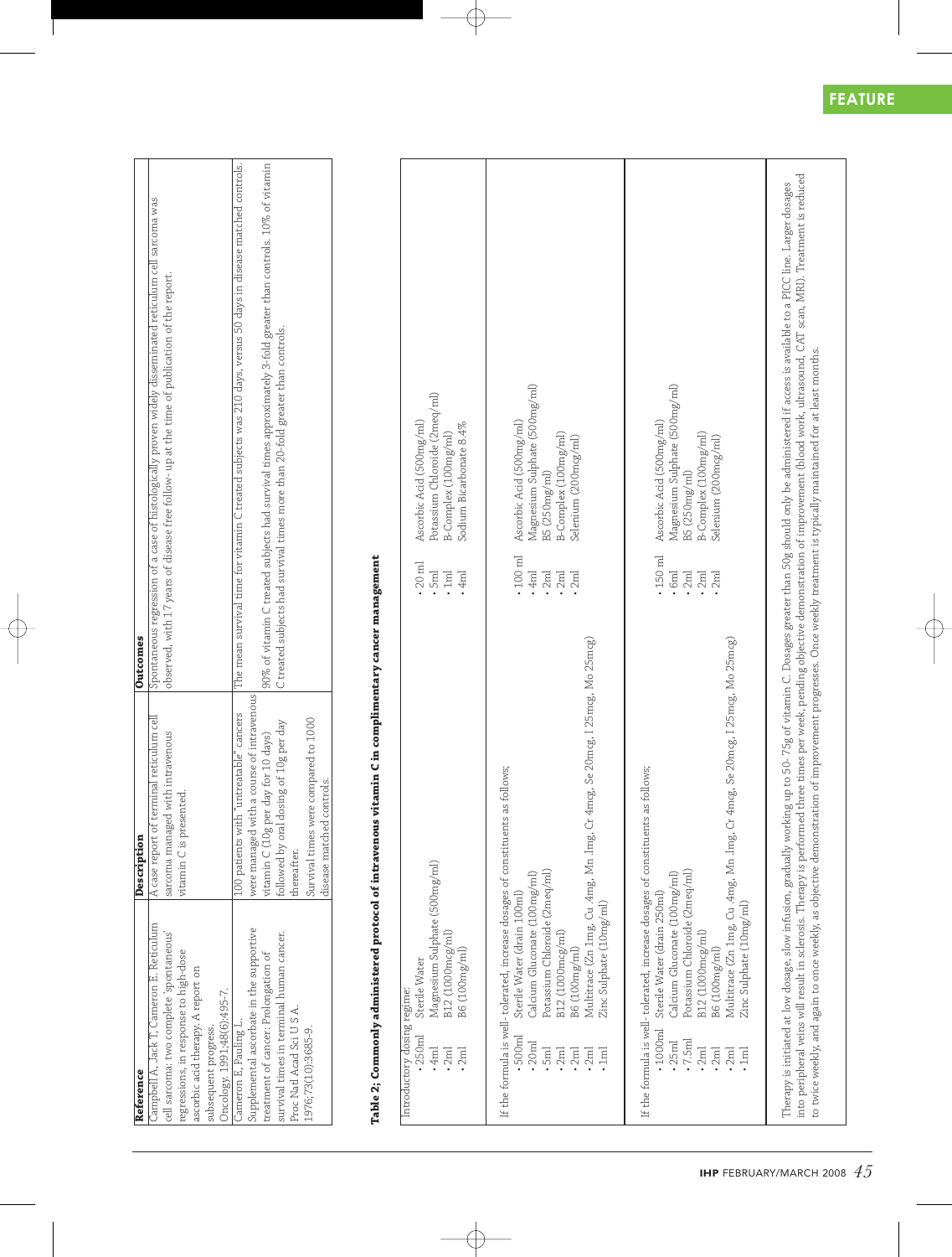| Reference | Description | Outcomes |
|---|---|---|
| Campbell A, Jack T, Cameron E. Reticulum cell sarcoma: two complete 'spontaneous' regressions, in response to high-dose ascorbic acid therapy. A report on subsequent progress. Oncology. 1991;48(6):495-7. | A case report of terminal reticulum cell sarcoma managed with intravenous vitamin C is presented. | Spontaneous regression of a case of histologically proven widely disseminated reticulum cell sarcoma was observed, with 17 years of disease free follow- up at the time of publication of the report. |
| Cameron E, Pauling L. Supplemental ascorbate in the supportive treatment of cancer: Prolongation of survival times in terminal human cancer. Proc Natl Acad Sci U S A. 1976;73(10):3685-9. | 100 patients with "untreatable" cancers were managed with a course of intravenous vitamin C (10g per day for 10 days) followed by oral dosing of 10g per day thereafter. Survival times were compared to 1000 disease matched controls. | The mean survival time for vitamin C treated subjects was 210 days, versus 50 days in disease matched controls. 90% of vitamin C treated subjects had survival times approximately 3-fold greater than controls. 10% of vitamin C treated subjects had survival times more than 20-fold greater than controls. |

**Table 2; Commonly administered protocol of intravenous vitamin C in complimentary cancer management**

Introductory dosing regime:

- 250ml Sterile Water
- 4ml Magnesium Sulphate (500mg/ml)
- 2ml B12 (1000mcg/ml)
- 2ml B6 (100mg/ml)
- 20 ml Ascorbic Acid (500mg/ml)
- 5ml Potassium Chloride (2meq/ml)
- 1ml B-Complex (100mg/ml)
- 4ml Sodium Bicarbonate 8.4%

If the formula is well- tolerated, increase dosages of constituents as follows;

- 500ml Sterile Water (drain 100ml)
- 20ml Calcium Gluconate (100mg/ml)
- 5ml Potassium Chloride (2meq/ml)
- 2ml B12 (1000mcg/ml)
- 2ml B6 (100mg/ml)
- 2ml Multitrace (Zn 1mg, Cu .4mg, Mn .1mg, Cr 4mcg, Se 20mcg, I 25mcg, Mo 25mcg)
- 1ml Zinc Sulphate (10mg/ml)
- 100 ml Ascorbic Acid (500mg/ml)
- 4ml Magnesium Sulphate (500mg/ml)
- 2ml B5 (250mg/ml)
- 2ml B-Complex (100mg/ml)
- 2ml Selenium (200mcg/ml)

If the formula is well- tolerated, increase dosages of constituents as follows;

- 1000ml Sterile Water (drain 250ml)
- 25ml Calcium Gluconate (100mg/ml)
- 7.5ml Potassium Chloride (2meq/ml)
- 2ml B12 (1000mcg/ml)
- 2ml B6 (100mg/ml)
- 2ml Multitrace (Zn 1mg, Cu .4mg, Mn .1mg, Cr 4mcg, Se 20mcg, I 25mcg, Mo 25mcg)
- 1ml Zinc Sulphate (10mg/ml)
- 150 ml Ascorbic Acid (500mg/ml)
- 6ml Magnesium Sulphate (500mg/ml)
- 2ml B5 (250mg/ml)
- 2ml B-Complex (100mg/ml)
- 2ml Selenium (200mcg/ml)

Therapy is initiated at low dosage, slow infusion, gradually working up to 50- 75g of vitamin C. Dosages greater than 50g should only be administered if access is available to a PICC line. Larger dosages into peripheral veins will result in sclerosis. Therapy is performed three times per week, pending objective demonstration of improvement (blood work, ultrasound, CAT scan, MRI). Treatment is reduced to twice weekly, and again to once weekly, as objective demonstration of improvement progresses. Once weekly treatment is typically maintained for at least months.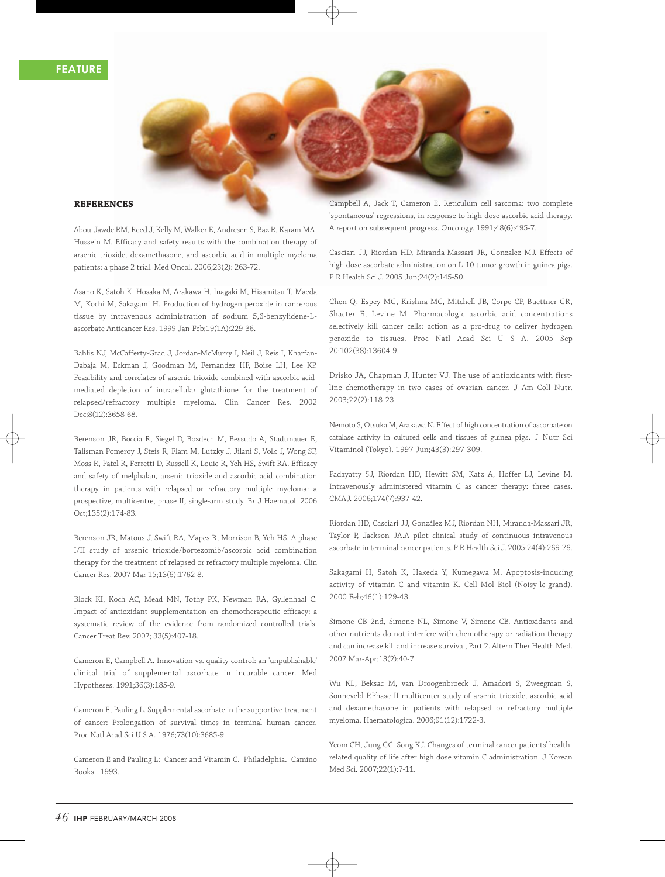## REFERENCES

Abou-Jawde RM, Reed J, Kelly M, Walker E, Andresen S, Baz R, Karam MA, Hussein M. Efficacy and safety results with the combination therapy of arsenic trioxide, dexamethasone, and ascorbic acid in multiple myeloma patients: a phase 2 trial. Med Oncol. 2006;23(2): 263-72.

Asano K, Satoh K, Hosaka M, Arakawa H, Inagaki M, Hisamitsu T, Maeda M, Kochi M, Sakagami H. Production of hydrogen peroxide in cancerous tissue by intravenous administration of sodium 5,6-benzylidene-L-ascorbate Anticancer Res. 1999 Jan-Feb;19(1A):229-36.

Bahlis NJ, McCafferty-Grad J, Jordan-McMurry I, Neil J, Reis I, Kharfan-Dabaja M, Eckman J, Goodman M, Fernandez HF, Boise LH, Lee KP. Feasibility and correlates of arsenic trioxide combined with ascorbic acid-mediated depletion of intracellular glutathione for the treatment of relapsed/refractory multiple myeloma. Clin Cancer Res. 2002 Dec;8(12):3658-68.

Berenson JR, Boccia R, Siegel D, Bozdech M, Bessudo A, Stadtmauer E, Talisman Pomeroy J, Steis R, Flam M, Lutzky J, Jilani S, Volk J, Wong SF, Moss R, Patel R, Ferretti D, Russell K, Louie R, Yeh HS, Swift RA. Efficacy and safety of melphalan, arsenic trioxide and ascorbic acid combination therapy in patients with relapsed or refractory multiple myeloma: a prospective, multicentre, phase II, single-arm study. Br J Haematol. 2006 Oct;135(2):174-83.

Berenson JR, Matous J, Swift RA, Mapes R, Morrison B, Yeh HS. A phase I/II study of arsenic trioxide/bortezomib/ascorbic acid combination therapy for the treatment of relapsed or refractory multiple myeloma. Clin Cancer Res. 2007 Mar 15;13(6):1762-8.

Block KI, Koch AC, Mead MN, Tothy PK, Newman RA, Gyllenhaal C. Impact of antioxidant supplementation on chemotherapeutic efficacy: a systematic review of the evidence from randomized controlled trials. Cancer Treat Rev. 2007; 33(5):407-18.

Cameron E, Campbell A. Innovation vs. quality control: an 'unpublishable' clinical trial of supplemental ascorbate in incurable cancer. Med Hypotheses. 1991;36(3):185-9.

Cameron E, Pauling L. Supplemental ascorbate in the supportive treatment of cancer: Prolongation of survival times in terminal human cancer. Proc Natl Acad Sci U S A. 1976;73(10):3685-9.

Cameron E and Pauling L: Cancer and Vitamin C. Philadelphia. Camino Books. 1993.

Campbell A, Jack T, Cameron E. Reticulum cell sarcoma: two complete 'spontaneous' regressions, in response to high-dose ascorbic acid therapy. A report on subsequent progress. Oncology. 1991;48(6):495-7.

Casciari JJ, Riordan HD, Miranda-Massari JR, Gonzalez MJ. Effects of high dose ascorbate administration on L-10 tumor growth in guinea pigs. P R Health Sci J. 2005 Jun;24(2):145-50.

Chen Q, Espey MG, Krishna MC, Mitchell JB, Corpe CP, Buettner GR, Shacter E, Levine M. Pharmacologic ascorbic acid concentrations selectively kill cancer cells: action as a pro-drug to deliver hydrogen peroxide to tissues. Proc Natl Acad Sci U S A. 2005 Sep 20;102(38):13604-9.

Drisko JA, Chapman J, Hunter VJ. The use of antioxidants with first-line chemotherapy in two cases of ovarian cancer. J Am Coll Nutr. 2003;22(2):118-23.

Nemoto S, Otsuka M, Arakawa N. Effect of high concentration of ascorbate on catalase activity in cultured cells and tissues of guinea pigs. J Nutr Sci Vitaminol (Tokyo). 1997 Jun;43(3):297-309.

Padayatty SJ, Riordan HD, Hewitt SM, Katz A, Hoffer LJ, Levine M. Intravenously administered vitamin C as cancer therapy: three cases. CMAJ. 2006;174(7):937-42.

Riordan HD, Casciari JJ, González MJ, Riordan NH, Miranda-Massari JR, Taylor P, Jackson JA.A pilot clinical study of continuous intravenous ascorbate in terminal cancer patients. P R Health Sci J. 2005;24(4):269-76.

Sakagami H, Satoh K, Hakeda Y, Kumegawa M. Apoptosis-inducing activity of vitamin C and vitamin K. Cell Mol Biol (Noisy-le-grand). 2000 Feb;46(1):129-43.

Simone CB 2nd, Simone NL, Simone V, Simone CB. Antioxidants and other nutrients do not interfere with chemotherapy or radiation therapy and can increase kill and increase survival, Part 2. Altern Ther Health Med. 2007 Mar-Apr;13(2):40-7.

Wu KL, Beksac M, van Droogenbroeck J, Amadori S, Zweegman S, Sonneveld P.Phase II multicenter study of arsenic trioxide, ascorbic acid and dexamethasone in patients with relapsed or refractory multiple myeloma. Haematologica. 2006;91(12):1722-3.

Yeom CH, Jung GC, Song KJ. Changes of terminal cancer patients' health-related quality of life after high dose vitamin C administration. J Korean Med Sci. 2007;22(1):7-11.